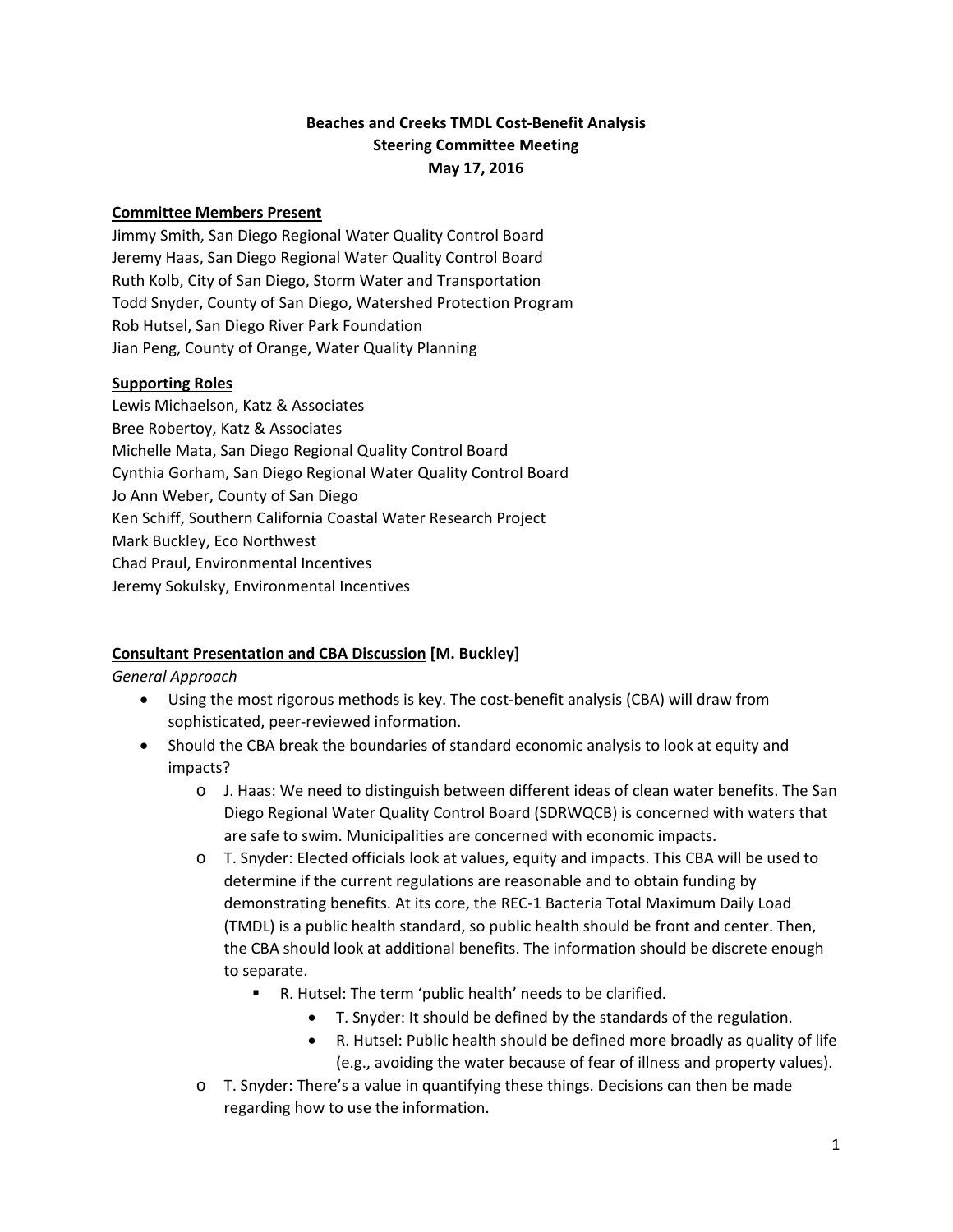**Beaches and Creeks TMDL Cost-Benefit Analysis**
**Steering Committee Meeting**
**May 17, 2016**

**Committee Members Present**

Jimmy Smith, San Diego Regional Water Quality Control Board
Jeremy Haas, San Diego Regional Water Quality Control Board
Ruth Kolb, City of San Diego, Storm Water and Transportation
Todd Snyder, County of San Diego, Watershed Protection Program
Rob Hutsel, San Diego River Park Foundation
Jian Peng, County of Orange, Water Quality Planning

**Supporting Roles**

Lewis Michaelson, Katz & Associates
Bree Robertoy, Katz & Associates
Michelle Mata, San Diego Regional Quality Control Board
Cynthia Gorham, San Diego Regional Water Quality Control Board
Jo Ann Weber, County of San Diego
Ken Schiff, Southern California Coastal Water Research Project
Mark Buckley, Eco Northwest
Chad Praul, Environmental Incentives
Jeremy Sokulsky, Environmental Incentives

**Consultant Presentation and CBA Discussion [M. Buckley]**

*General Approach*

- Using the most rigorous methods is key. The cost-benefit analysis (CBA) will draw from sophisticated, peer-reviewed information.
- Should the CBA break the boundaries of standard economic analysis to look at equity and impacts?
  - J. Haas: We need to distinguish between different ideas of clean water benefits. The San Diego Regional Water Quality Control Board (SDRWQCB) is concerned with waters that are safe to swim. Municipalities are concerned with economic impacts.
  - T. Snyder: Elected officials look at values, equity and impacts. This CBA will be used to determine if the current regulations are reasonable and to obtain funding by demonstrating benefits. At its core, the REC-1 Bacteria Total Maximum Daily Load (TMDL) is a public health standard, so public health should be front and center. Then, the CBA should look at additional benefits. The information should be discrete enough to separate.
    - R. Hutsel: The term 'public health' needs to be clarified.
      - T. Snyder: It should be defined by the standards of the regulation.
      - R. Hutsel: Public health should be defined more broadly as quality of life (e.g., avoiding the water because of fear of illness and property values).
  - T. Snyder: There's a value in quantifying these things. Decisions can then be made regarding how to use the information.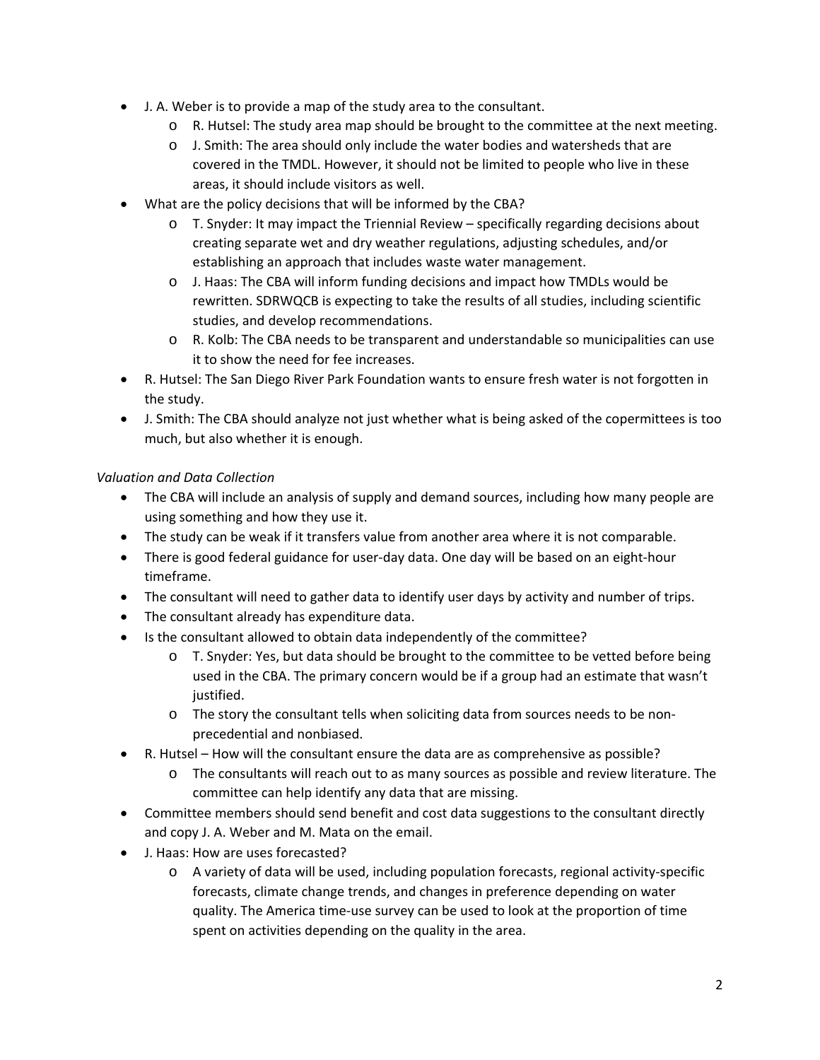- J. A. Weber is to provide a map of the study area to the consultant.
  - R. Hutsel: The study area map should be brought to the committee at the next meeting.
  - J. Smith: The area should only include the water bodies and watersheds that are covered in the TMDL. However, it should not be limited to people who live in these areas, it should include visitors as well.
- What are the policy decisions that will be informed by the CBA?
  - T. Snyder: It may impact the Triennial Review – specifically regarding decisions about creating separate wet and dry weather regulations, adjusting schedules, and/or establishing an approach that includes waste water management.
  - J. Haas: The CBA will inform funding decisions and impact how TMDLs would be rewritten. SDRWQCB is expecting to take the results of all studies, including scientific studies, and develop recommendations.
  - R. Kolb: The CBA needs to be transparent and understandable so municipalities can use it to show the need for fee increases.
- R. Hutsel: The San Diego River Park Foundation wants to ensure fresh water is not forgotten in the study.
- J. Smith: The CBA should analyze not just whether what is being asked of the copermittees is too much, but also whether it is enough.

*Valuation and Data Collection*

- The CBA will include an analysis of supply and demand sources, including how many people are using something and how they use it.
- The study can be weak if it transfers value from another area where it is not comparable.
- There is good federal guidance for user-day data. One day will be based on an eight-hour timeframe.
- The consultant will need to gather data to identify user days by activity and number of trips.
- The consultant already has expenditure data.
- Is the consultant allowed to obtain data independently of the committee?
  - T. Snyder: Yes, but data should be brought to the committee to be vetted before being used in the CBA. The primary concern would be if a group had an estimate that wasn't justified.
  - The story the consultant tells when soliciting data from sources needs to be non-precedential and nonbiased.
- R. Hutsel – How will the consultant ensure the data are as comprehensive as possible?
  - The consultants will reach out to as many sources as possible and review literature. The committee can help identify any data that are missing.
- Committee members should send benefit and cost data suggestions to the consultant directly and copy J. A. Weber and M. Mata on the email.
- J. Haas: How are uses forecasted?
  - A variety of data will be used, including population forecasts, regional activity-specific forecasts, climate change trends, and changes in preference depending on water quality. The America time-use survey can be used to look at the proportion of time spent on activities depending on the quality in the area.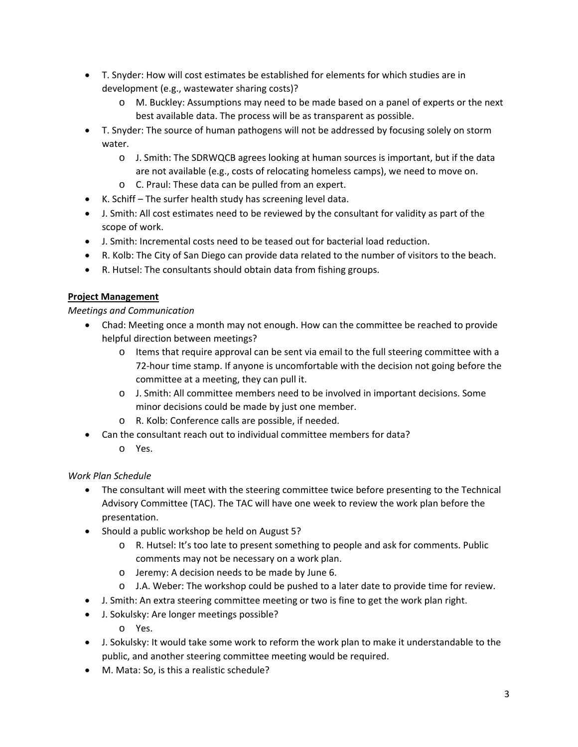- T. Snyder: How will cost estimates be established for elements for which studies are in development (e.g., wastewater sharing costs)?
  - M. Buckley: Assumptions may need to be made based on a panel of experts or the next best available data. The process will be as transparent as possible.
- T. Snyder: The source of human pathogens will not be addressed by focusing solely on storm water.
  - J. Smith: The SDRWQCB agrees looking at human sources is important, but if the data are not available (e.g., costs of relocating homeless camps), we need to move on.
  - C. Praul: These data can be pulled from an expert.
- K. Schiff – The surfer health study has screening level data.
- J. Smith: All cost estimates need to be reviewed by the consultant for validity as part of the scope of work.
- J. Smith: Incremental costs need to be teased out for bacterial load reduction.
- R. Kolb: The City of San Diego can provide data related to the number of visitors to the beach.
- R. Hutsel: The consultants should obtain data from fishing groups.

**Project Management**

*Meetings and Communication*

- Chad: Meeting once a month may not enough. How can the committee be reached to provide helpful direction between meetings?
  - Items that require approval can be sent via email to the full steering committee with a 72-hour time stamp. If anyone is uncomfortable with the decision not going before the committee at a meeting, they can pull it.
  - J. Smith: All committee members need to be involved in important decisions. Some minor decisions could be made by just one member.
  - R. Kolb: Conference calls are possible, if needed.
- Can the consultant reach out to individual committee members for data?
  - Yes.

*Work Plan Schedule*

- The consultant will meet with the steering committee twice before presenting to the Technical Advisory Committee (TAC). The TAC will have one week to review the work plan before the presentation.
- Should a public workshop be held on August 5?
  - R. Hutsel: It's too late to present something to people and ask for comments. Public comments may not be necessary on a work plan.
  - Jeremy: A decision needs to be made by June 6.
  - J.A. Weber: The workshop could be pushed to a later date to provide time for review.
- J. Smith: An extra steering committee meeting or two is fine to get the work plan right.
- J. Sokulsky: Are longer meetings possible?
  - Yes.
- J. Sokulsky: It would take some work to reform the work plan to make it understandable to the public, and another steering committee meeting would be required.
- M. Mata: So, is this a realistic schedule?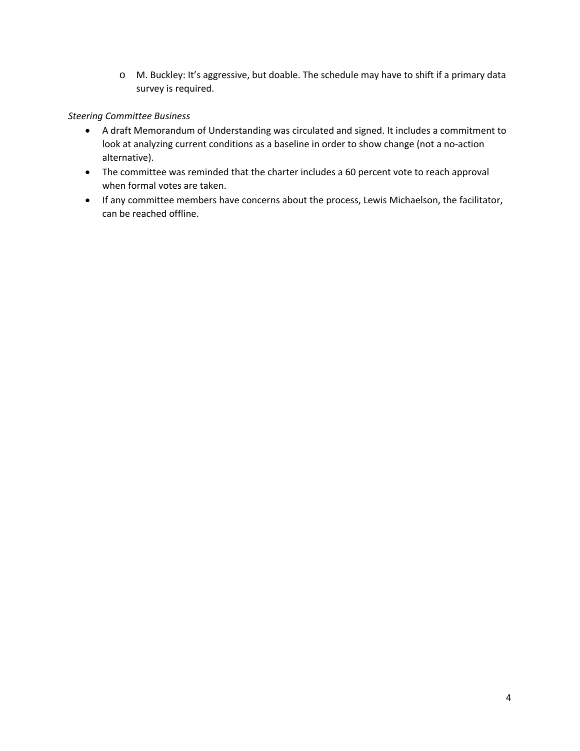- M. Buckley: It's aggressive, but doable. The schedule may have to shift if a primary data survey is required.

*Steering Committee Business*

- A draft Memorandum of Understanding was circulated and signed. It includes a commitment to look at analyzing current conditions as a baseline in order to show change (not a no-action alternative).
- The committee was reminded that the charter includes a 60 percent vote to reach approval when formal votes are taken.
- If any committee members have concerns about the process, Lewis Michaelson, the facilitator, can be reached offline.